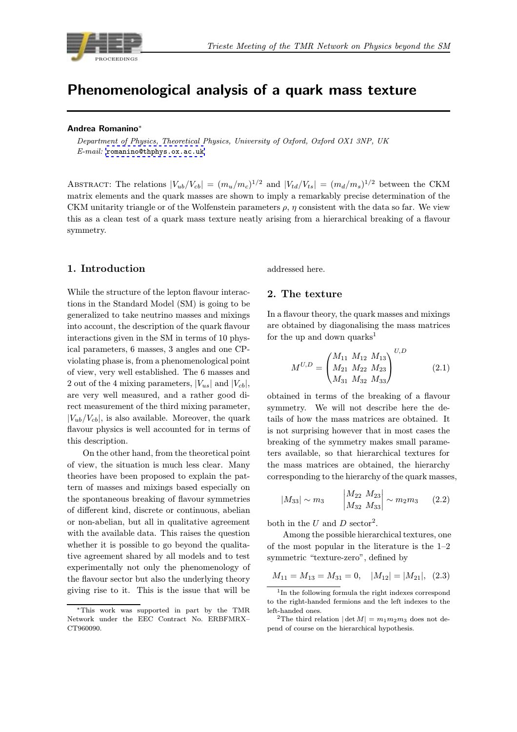# Phenomenological analysis of a quark mass texture

**Andrea Romanino**[*]

*Department of Physics, Theoretical Physics, University of Oxford, Oxford OX1 3NP, UK*
*E-mail:* romanino@thphys.ox.ac.uk

Abstract: The relations $|V_{ub}/V_{cb}| = (m_u/m_c)^{1/2}$ and $|V_{td}/V_{ts}| = (m_d/m_s)^{1/2}$ between the CKM matrix elements and the quark masses are shown to imply a remarkably precise determination of the CKM unitarity triangle or of the Wolfenstein parameters $\rho$, $\eta$ consistent with the data so far. We view this as a clean test of a quark mass texture neatly arising from a hierarchical breaking of a flavour symmetry.

## 1. Introduction

While the structure of the lepton flavour interactions in the Standard Model (SM) is going to be generalized to take neutrino masses and mixings into account, the description of the quark flavour interactions given in the SM in terms of 10 physical parameters, 6 masses, 3 angles and one CP-violating phase is, from a phenomenological point of view, very well established. The 6 masses and 2 out of the 4 mixing parameters, $|V_{us}|$ and $|V_{cb}|$, are very well measured, and a rather good direct measurement of the third mixing parameter, $|V_{ub}/V_{cb}|$, is also available. Moreover, the quark flavour physics is well accounted for in terms of this description.

On the other hand, from the theoretical point of view, the situation is much less clear. Many theories have been proposed to explain the pattern of masses and mixings based especially on the spontaneous breaking of flavour symmetries of different kind, discrete or continuous, abelian or non-abelian, but all in qualitative agreement with the available data. This raises the question whether it is possible to go beyond the qualitative agreement shared by all models and to test experimentally not only the phenomenology of the flavour sector but also the underlying theory giving rise to it. This is the issue that will be addressed here.

## 2. The texture

In a flavour theory, the quark masses and mixings are obtained by diagonalising the mass matrices for the up and down quarks[1]

$$M^{U,D} = \begin{pmatrix} M_{11} & M_{12} & M_{13} \\ M_{21} & M_{22} & M_{23} \\ M_{31} & M_{32} & M_{33} \end{pmatrix}^{U,D} \tag{2.1}$$

obtained in terms of the breaking of a flavour symmetry. We will not describe here the details of how the mass matrices are obtained. It is not surprising however that in most cases the breaking of the symmetry makes small parameters available, so that hierarchical textures for the mass matrices are obtained, the hierarchy corresponding to the hierarchy of the quark masses,

$$|M_{33}| \sim m_3 \qquad \begin{vmatrix} M_{22} & M_{23} \\ M_{32} & M_{33} \end{vmatrix} \sim m_2 m_3 \tag{2.2}$$

both in the $U$ and $D$ sector[2].

Among the possible hierarchical textures, one of the most popular in the literature is the 1–2 symmetric "texture-zero", defined by

$$M_{11} = M_{13} = M_{31} = 0, \quad |M_{12}| = |M_{21}|, \tag{2.3}$$

[*] This work was supported in part by the TMR Network under the EEC Contract No. ERBFMRX–CT960090.

[1] In the following formula the right indexes correspond to the right-handed fermions and the left indexes to the left-handed ones.

[2] The third relation $|\det M| = m_1 m_2 m_3$ does not depend of course on the hierarchical hypothesis.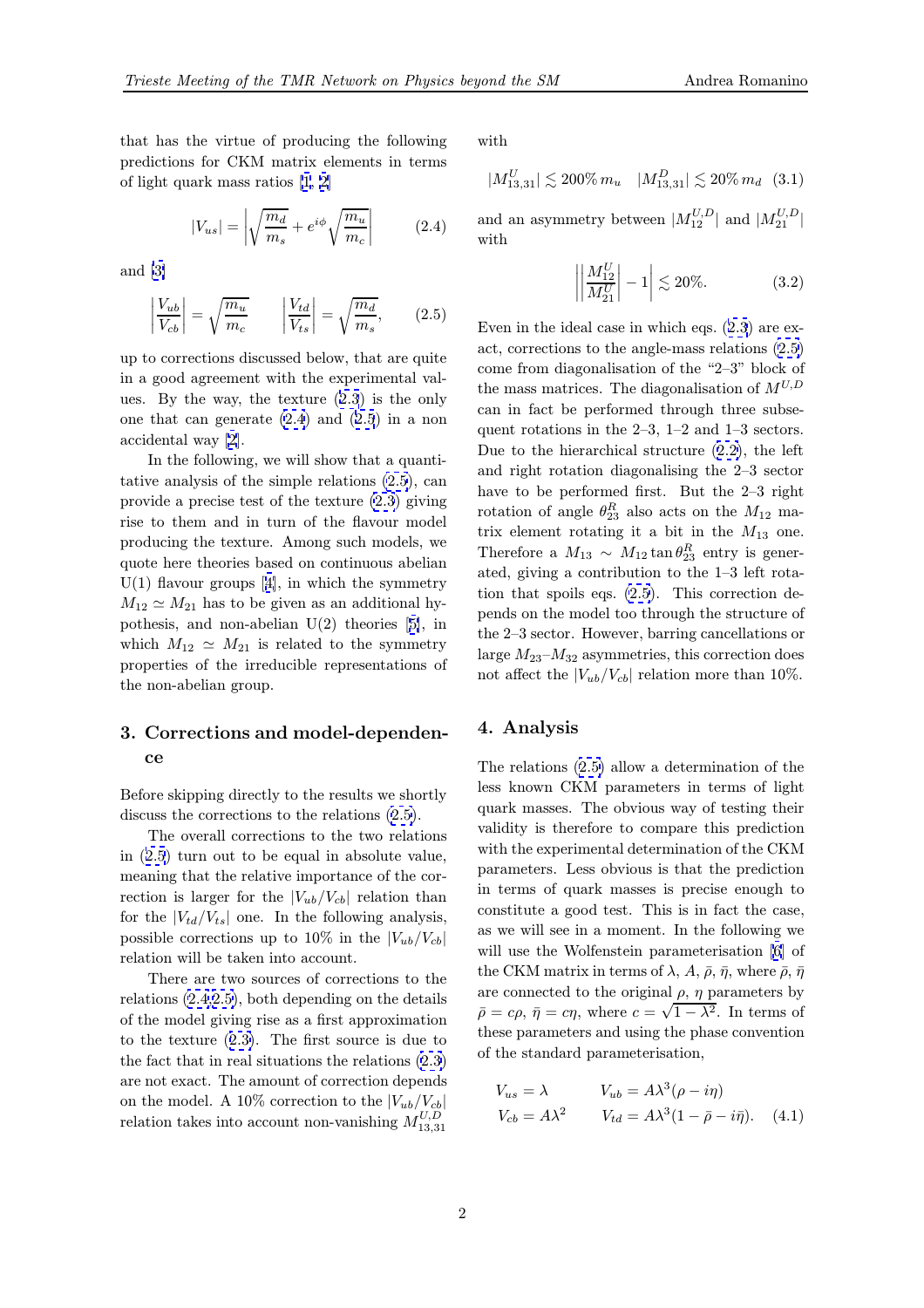that has the virtue of producing the following predictions for CKM matrix elements in terms of light quark mass ratios [1, 2]

$$|V_{us}| = \left|\sqrt{\frac{m_d}{m_s}} + e^{i\phi}\sqrt{\frac{m_u}{m_c}}\right| \qquad (2.4)$$

and [3]

$$\left|\frac{V_{ub}}{V_{cb}}\right| = \sqrt{\frac{m_u}{m_c}} \qquad \left|\frac{V_{td}}{V_{ts}}\right| = \sqrt{\frac{m_d}{m_s}}, \qquad (2.5)$$

up to corrections discussed below, that are quite in a good agreement with the experimental values. By the way, the texture (2.3) is the only one that can generate (2.4) and (2.5) in a non accidental way [2].

In the following, we will show that a quantitative analysis of the simple relations (2.5), can provide a precise test of the texture (2.3) giving rise to them and in turn of the flavour model producing the texture. Among such models, we quote here theories based on continuous abelian U(1) flavour groups [4], in which the symmetry $M_{12} \simeq M_{21}$ has to be given as an additional hypothesis, and non-abelian U(2) theories [5], in which $M_{12} \simeq M_{21}$ is related to the symmetry properties of the irreducible representations of the non-abelian group.

## 3. Corrections and model-dependence

Before skipping directly to the results we shortly discuss the corrections to the relations (2.5).

The overall corrections to the two relations in (2.5) turn out to be equal in absolute value, meaning that the relative importance of the correction is larger for the $|V_{ub}/V_{cb}|$ relation than for the $|V_{td}/V_{ts}|$ one. In the following analysis, possible corrections up to 10% in the $|V_{ub}/V_{cb}|$ relation will be taken into account.

There are two sources of corrections to the relations (2.4-2.5), both depending on the details of the model giving rise as a first approximation to the texture (2.3). The first source is due to the fact that in real situations the relations (2.3) are not exact. The amount of correction depends on the model. A 10% correction to the $|V_{ub}/V_{cb}|$ relation takes into account non-vanishing $M^{U,D}_{13,31}$ with

$$|M^U_{13,31}| \lesssim 200\% \, m_u \quad |M^D_{13,31}| \lesssim 20\% \, m_d \quad (3.1)$$

and an asymmetry between $|M^{U,D}_{12}|$ and $|M^{U,D}_{21}|$ with

$$\left|\left|\frac{M^U_{12}}{M^U_{21}}\right| - 1\right| \lesssim 20\%. \qquad (3.2)$$

Even in the ideal case in which eqs. (2.3) are exact, corrections to the angle-mass relations (2.5) come from diagonalisation of the "2–3" block of the mass matrices. The diagonalisation of $M^{U,D}$ can in fact be performed through three subsequent rotations in the 2–3, 1–2 and 1–3 sectors. Due to the hierarchical structure (2.2), the left and right rotation diagonalising the 2–3 sector have to be performed first. But the 2–3 right rotation of angle $\theta^R_{23}$ also acts on the $M_{12}$ matrix element rotating it a bit in the $M_{13}$ one. Therefore a $M_{13} \sim M_{12} \tan\theta^R_{23}$ entry is generated, giving a contribution to the 1–3 left rotation that spoils eqs. (2.5). This correction depends on the model too through the structure of the 2–3 sector. However, barring cancellations or large $M_{23}$–$M_{32}$ asymmetries, this correction does not affect the $|V_{ub}/V_{cb}|$ relation more than 10%.

## 4. Analysis

The relations (2.5) allow a determination of the less known CKM parameters in terms of light quark masses. The obvious way of testing their validity is therefore to compare this prediction with the experimental determination of the CKM parameters. Less obvious is that the prediction in terms of quark masses is precise enough to constitute a good test. This is in fact the case, as we will see in a moment. In the following we will use the Wolfenstein parameterisation [6] of the CKM matrix in terms of $\lambda$, $A$, $\bar{\rho}$, $\bar{\eta}$, where $\bar{\rho}$, $\bar{\eta}$ are connected to the original $\rho$, $\eta$ parameters by $\bar{\rho} = c\rho$, $\bar{\eta} = c\eta$, where $c = \sqrt{1-\lambda^2}$. In terms of these parameters and using the phase convention of the standard parameterisation,

$$\begin{aligned} V_{us} &= \lambda & V_{ub} &= A\lambda^3(\rho - i\eta) \\ V_{cb} &= A\lambda^2 & V_{td} &= A\lambda^3(1 - \bar{\rho} - i\bar{\eta}). \end{aligned} \quad (4.1)$$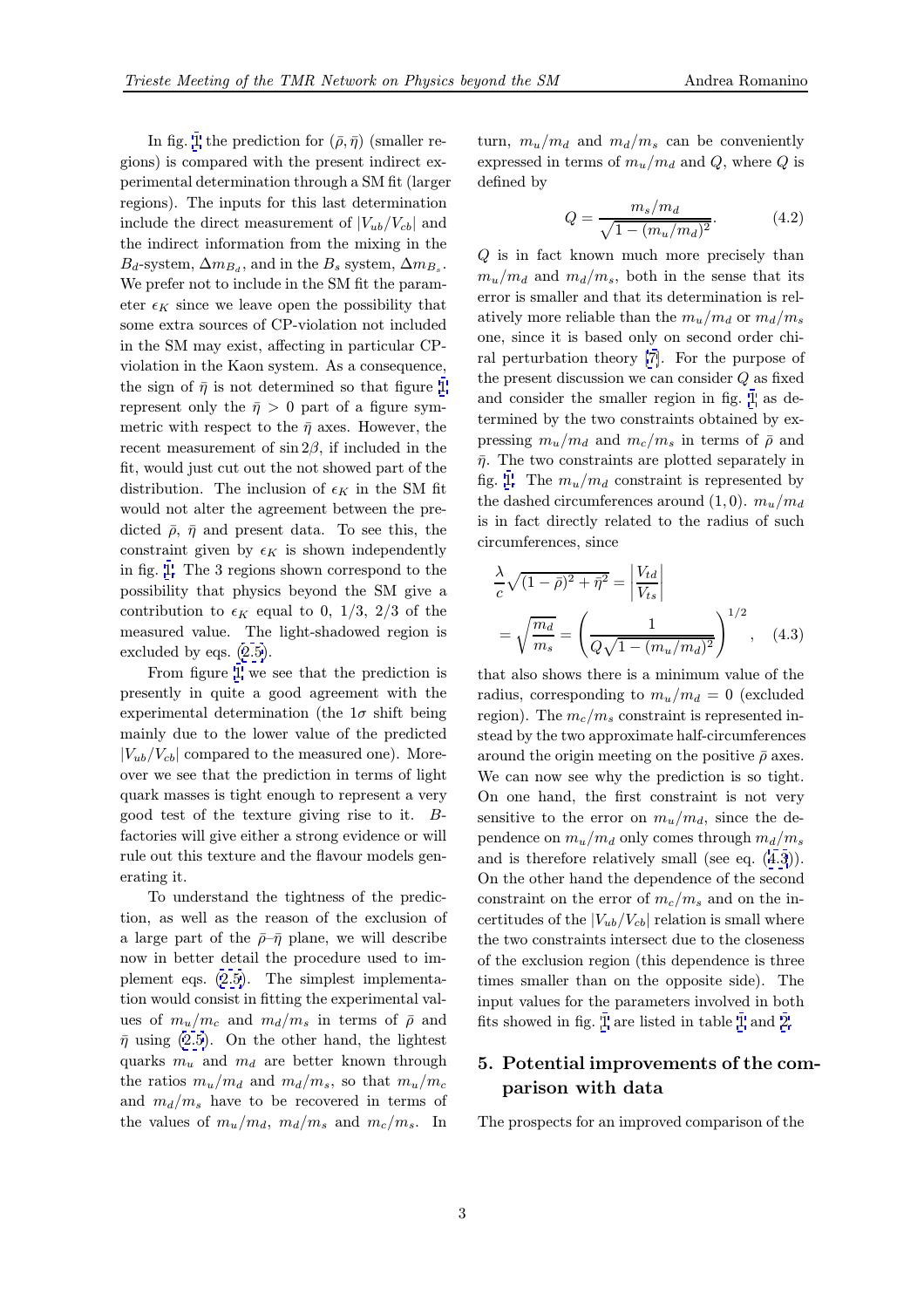In fig. 1 the prediction for $(\bar{\rho}, \bar{\eta})$ (smaller regions) is compared with the present indirect experimental determination through a SM fit (larger regions). The inputs for this last determination include the direct measurement of $|V_{ub}/V_{cb}|$ and the indirect information from the mixing in the $B_d$-system, $\Delta m_{B_d}$, and in the $B_s$ system, $\Delta m_{B_s}$. We prefer not to include in the SM fit the parameter $\epsilon_K$ since we leave open the possibility that some extra sources of CP-violation not included in the SM may exist, affecting in particular CP-violation in the Kaon system. As a consequence, the sign of $\bar{\eta}$ is not determined so that figure 1 represent only the $\bar{\eta} > 0$ part of a figure symmetric with respect to the $\bar{\eta}$ axes. However, the recent measurement of $\sin 2\beta$, if included in the fit, would just cut out the not showed part of the distribution. The inclusion of $\epsilon_K$ in the SM fit would not alter the agreement between the predicted $\bar{\rho}$, $\bar{\eta}$ and present data. To see this, the constraint given by $\epsilon_K$ is shown independently in fig. 1. The 3 regions shown correspond to the possibility that physics beyond the SM give a contribution to $\epsilon_K$ equal to 0, 1/3, 2/3 of the measured value. The light-shadowed region is excluded by eqs. (2.5).

From figure 1 we see that the prediction is presently in quite a good agreement with the experimental determination (the $1\sigma$ shift being mainly due to the lower value of the predicted $|V_{ub}/V_{cb}|$ compared to the measured one). Moreover we see that the prediction in terms of light quark masses is tight enough to represent a very good test of the texture giving rise to it. $B$-factories will give either a strong evidence or will rule out this texture and the flavour models generating it.

To understand the tightness of the prediction, as well as the reason of the exclusion of a large part of the $\bar{\rho}$–$\bar{\eta}$ plane, we will describe now in better detail the procedure used to implement eqs. (2.5). The simplest implementation would consist in fitting the experimental values of $m_u/m_c$ and $m_d/m_s$ in terms of $\bar{\rho}$ and $\bar{\eta}$ using (2.5). On the other hand, the lightest quarks $m_u$ and $m_d$ are better known through the ratios $m_u/m_d$ and $m_d/m_s$, so that $m_u/m_c$ and $m_d/m_s$ have to be recovered in terms of the values of $m_u/m_d$, $m_d/m_s$ and $m_c/m_s$. In turn, $m_u/m_d$ and $m_d/m_s$ can be conveniently expressed in terms of $m_u/m_d$ and $Q$, where $Q$ is defined by

$$Q = \frac{m_s/m_d}{\sqrt{1-(m_u/m_d)^2}}. \tag{4.2}$$

$Q$ is in fact known much more precisely than $m_u/m_d$ and $m_d/m_s$, both in the sense that its error is smaller and that its determination is relatively more reliable than the $m_u/m_d$ or $m_d/m_s$ one, since it is based only on second order chiral perturbation theory [7]. For the purpose of the present discussion we can consider $Q$ as fixed and consider the smaller region in fig. 1 as determined by the two constraints obtained by expressing $m_u/m_d$ and $m_c/m_s$ in terms of $\bar{\rho}$ and $\bar{\eta}$. The two constraints are plotted separately in fig. 1. The $m_u/m_d$ constraint is represented by the dashed circumferences around $(1, 0)$. $m_u/m_d$ is in fact directly related to the radius of such circumferences, since

$$\begin{aligned}
&\frac{\lambda}{c}\sqrt{(1-\bar{\rho})^2+\bar{\eta}^2} = \left|\frac{V_{td}}{V_{ts}}\right| \\
&= \sqrt{\frac{m_d}{m_s}} = \left(\frac{1}{Q\sqrt{1-(m_u/m_d)^2}}\right)^{1/2}, \quad (4.3)
\end{aligned}$$

that also shows there is a minimum value of the radius, corresponding to $m_u/m_d = 0$ (excluded region). The $m_c/m_s$ constraint is represented instead by the two approximate half-circumferences around the origin meeting on the positive $\bar{\rho}$ axes. We can now see why the prediction is so tight. On one hand, the first constraint is not very sensitive to the error on $m_u/m_d$, since the dependence on $m_u/m_d$ only comes through $m_d/m_s$ and is therefore relatively small (see eq. (4.3)). On the other hand the dependence of the second constraint on the error of $m_c/m_s$ and on the incertitudes of the $|V_{ub}/V_{cb}|$ relation is small where the two constraints intersect due to the closeness of the exclusion region (this dependence is three times smaller than on the opposite side). The input values for the parameters involved in both fits showed in fig. 1 are listed in table 1 and 2.

## 5. Potential improvements of the comparison with data

The prospects for an improved comparison of the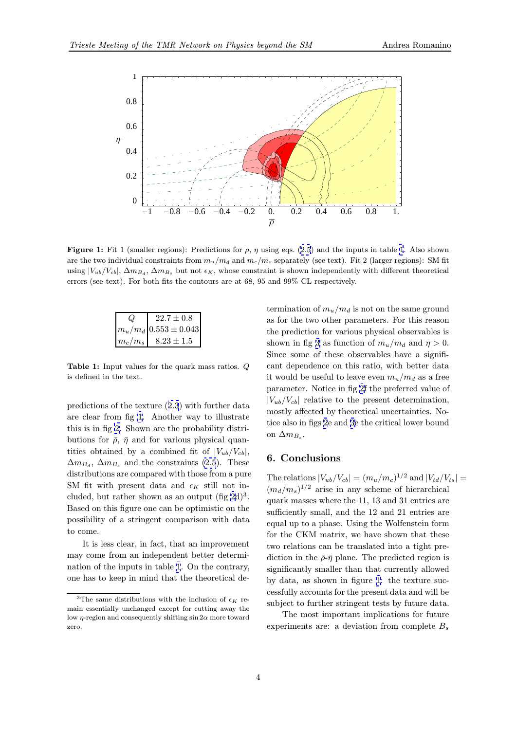**Figure 1:** Fit 1 (smaller regions): Predictions for $\rho$, $\eta$ using eqs. (2.5) and the inputs in table 1. Also shown are the two individual constraints from $m_u/m_d$ and $m_c/m_s$ separately (see text). Fit 2 (larger regions): SM fit using $|V_{ub}/V_{cb}|$, $\Delta m_{B_d}$, $\Delta m_{B_s}$ but not $\epsilon_K$, whose constraint is shown independently with different theoretical errors (see text). For both fits the contours are at 68, 95 and 99% CL respectively.

| $Q$ | $22.7 \pm 0.8$ |
|---|---|
| $m_u/m_d$ | $0.553 \pm 0.043$ |
| $m_c/m_s$ | $8.23 \pm 1.5$ |

**Table 1:** Input values for the quark mass ratios. $Q$ is defined in the text.

predictions of the texture (2.3) with further data are clear from fig 1. Another way to illustrate this is in fig 2. Shown are the probability distributions for $\bar{\rho}$, $\bar{\eta}$ and for various physical quantities obtained by a combined fit of $|V_{ub}/V_{cb}|$, $\Delta m_{B_d}$, $\Delta m_{B_s}$ and the constraints (2.5). These distributions are compared with those from a pure SM fit with present data and $\epsilon_K$ still not included, but rather shown as an output (fig 2d)[3]. Based on this figure one can be optimistic on the possibility of a stringent comparison with data to come.

It is less clear, in fact, that an improvement may come from an independent better determination of the inputs in table 1. On the contrary, one has to keep in mind that the theoretical determination of $m_u/m_d$ is not on the same ground as for the two other parameters. For this reason the prediction for various physical observables is shown in fig 3 as function of $m_u/m_d$ and $\eta > 0$. Since some of these observables have a significant dependence on this ratio, with better data it would be useful to leave even $m_u/m_d$ as a free parameter. Notice in fig 2f the preferred value of $|V_{ub}/V_{cb}|$ relative to the present determination, mostly affected by theoretical uncertainties. Notice also in figs 2e and 3e the critical lower bound on $\Delta m_{B_s}$.

[3] The same distributions with the inclusion of $\epsilon_K$ remain essentially unchanged except for cutting away the low $\eta$-region and consequently shifting $\sin 2\alpha$ more toward zero.

## 6. Conclusions

The relations $|V_{ub}/V_{cb}| = (m_u/m_c)^{1/2}$ and $|V_{td}/V_{ts}| = (m_d/m_s)^{1/2}$ arise in any scheme of hierarchical quark masses where the 11, 13 and 31 entries are sufficiently small, and the 12 and 21 entries are equal up to a phase. Using the Wolfenstein form for the CKM matrix, we have shown that these two relations can be translated into a tight prediction in the $\bar{\rho}$-$\bar{\eta}$ plane. The predicted region is significantly smaller than that currently allowed by data, as shown in figure 1: the texture successfully accounts for the present data and will be subject to further stringent tests by future data.

The most important implications for future experiments are: a deviation from complete $B_s$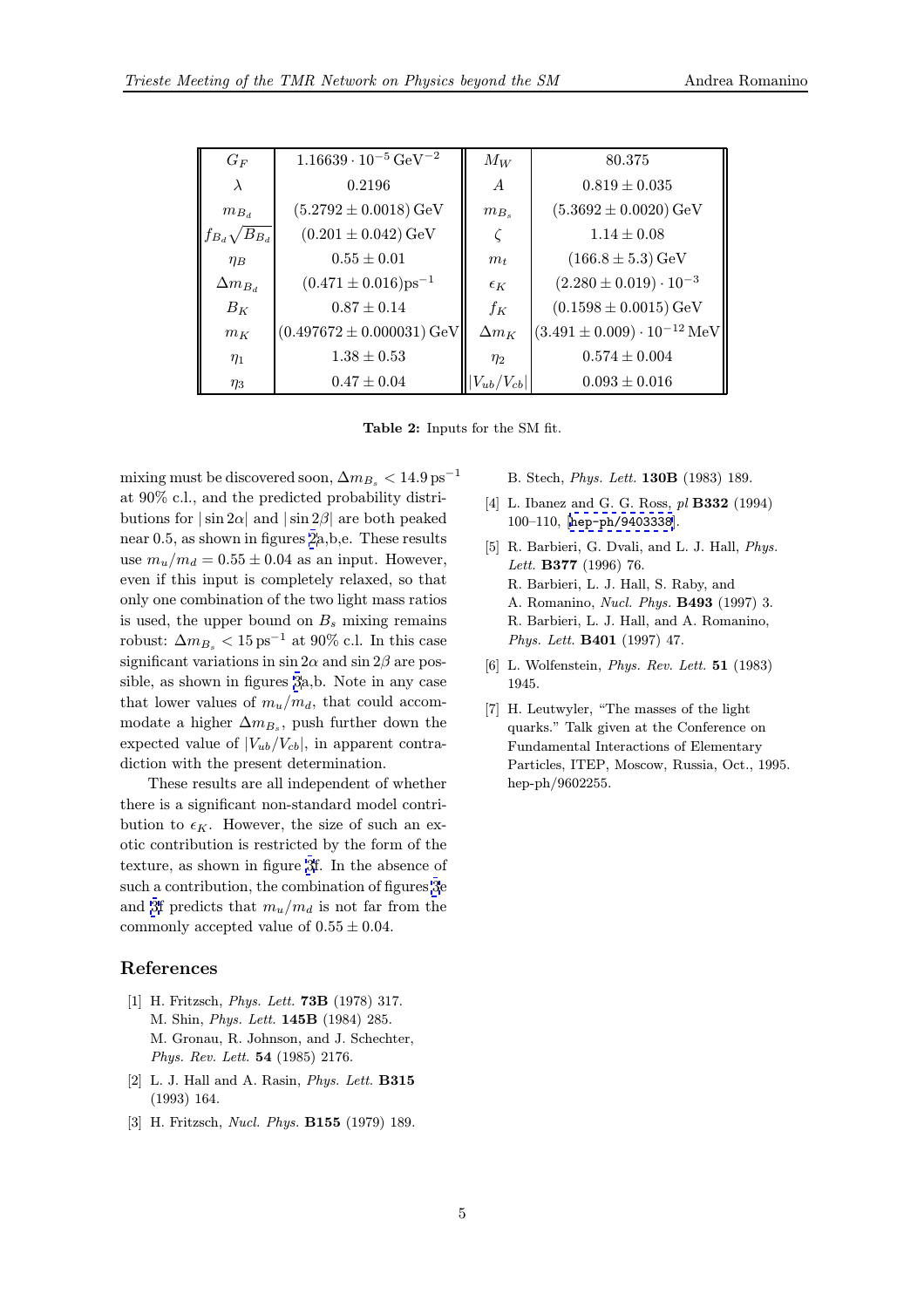| $G_F$ | $1.16639 \cdot 10^{-5}\,\mathrm{GeV}^{-2}$ | $M_W$ | 80.375 |
|---|---|---|---|
| $\lambda$ | 0.2196 | $A$ | $0.819 \pm 0.035$ |
| $m_{B_d}$ | $(5.2792 \pm 0.0018)\,\mathrm{GeV}$ | $m_{B_s}$ | $(5.3692 \pm 0.0020)\,\mathrm{GeV}$ |
| $f_{B_d}\sqrt{B_{B_d}}$ | $(0.201 \pm 0.042)\,\mathrm{GeV}$ | $\zeta$ | $1.14 \pm 0.08$ |
| $\eta_B$ | $0.55 \pm 0.01$ | $m_t$ | $(166.8 \pm 5.3)\,\mathrm{GeV}$ |
| $\Delta m_{B_d}$ | $(0.471 \pm 0.016)\mathrm{ps}^{-1}$ | $\epsilon_K$ | $(2.280 \pm 0.019) \cdot 10^{-3}$ |
| $B_K$ | $0.87 \pm 0.14$ | $f_K$ | $(0.1598 \pm 0.0015)\,\mathrm{GeV}$ |
| $m_K$ | $(0.497672 \pm 0.000031)\,\mathrm{GeV}$ | $\Delta m_K$ | $(3.491 \pm 0.009) \cdot 10^{-12}\,\mathrm{MeV}$ |
| $\eta_1$ | $1.38 \pm 0.53$ | $\eta_2$ | $0.574 \pm 0.004$ |
| $\eta_3$ | $0.47 \pm 0.04$ | $\lvert V_{ub}/V_{cb}\rvert$ | $0.093 \pm 0.016$ |

**Table 2:** Inputs for the SM fit.

mixing must be discovered soon, $\Delta m_{B_s} < 14.9\,\mathrm{ps}^{-1}$ at 90% c.l., and the predicted probability distributions for $|\sin 2\alpha|$ and $|\sin 2\beta|$ are both peaked near 0.5, as shown in figures 2a,b,e. These results use $m_u/m_d = 0.55 \pm 0.04$ as an input. However, even if this input is completely relaxed, so that only one combination of the two light mass ratios is used, the upper bound on $B_s$ mixing remains robust: $\Delta m_{B_s} < 15\,\mathrm{ps}^{-1}$ at 90% c.l. In this case significant variations in $\sin 2\alpha$ and $\sin 2\beta$ are possible, as shown in figures 3a,b. Note in any case that lower values of $m_u/m_d$, that could accommodate a higher $\Delta m_{B_s}$, push further down the expected value of $|V_{ub}/V_{cb}|$, in apparent contradiction with the present determination.

These results are all independent of whether there is a significant non-standard model contribution to $\epsilon_K$. However, the size of such an exotic contribution is restricted by the form of the texture, as shown in figure 3f. In the absence of such a contribution, the combination of figures 3e and 3f predicts that $m_u/m_d$ is not far from the commonly accepted value of $0.55 \pm 0.04$.

## References

[1] H. Fritzsch, *Phys. Lett.* **73B** (1978) 317.
M. Shin, *Phys. Lett.* **145B** (1984) 285.
M. Gronau, R. Johnson, and J. Schechter, *Phys. Rev. Lett.* **54** (1985) 2176.

[2] L. J. Hall and A. Rasin, *Phys. Lett.* **B315** (1993) 164.

[3] H. Fritzsch, *Nucl. Phys.* **B155** (1979) 189.
B. Stech, *Phys. Lett.* **130B** (1983) 189.

[4] L. Ibanez and G. G. Ross, *pl* **B332** (1994) 100–110, [hep-ph/9403338].

[5] R. Barbieri, G. Dvali, and L. J. Hall, *Phys. Lett.* **B377** (1996) 76.
R. Barbieri, L. J. Hall, S. Raby, and A. Romanino, *Nucl. Phys.* **B493** (1997) 3.
R. Barbieri, L. J. Hall, and A. Romanino, *Phys. Lett.* **B401** (1997) 47.

[6] L. Wolfenstein, *Phys. Rev. Lett.* **51** (1983) 1945.

[7] H. Leutwyler, "The masses of the light quarks." Talk given at the Conference on Fundamental Interactions of Elementary Particles, ITEP, Moscow, Russia, Oct., 1995. hep-ph/9602255.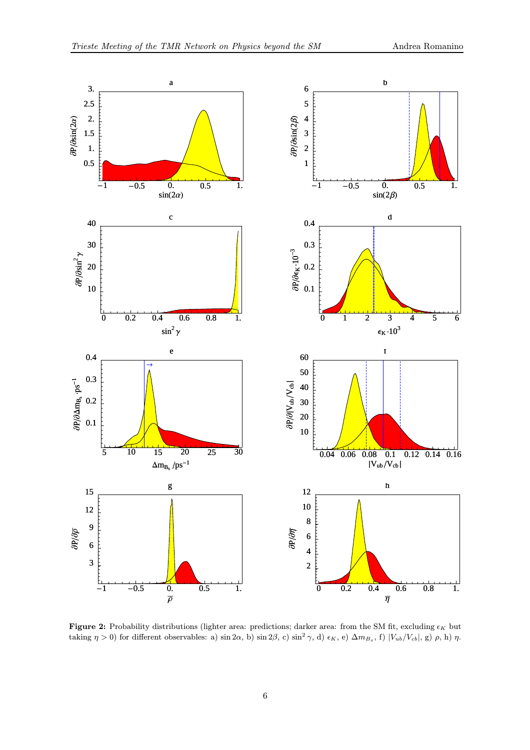**Figure 2:** Probability distributions (lighter area: predictions; darker area: from the SM fit, excluding $\epsilon_K$ but taking $\eta > 0$) for different observables: a) $\sin 2\alpha$, b) $\sin 2\beta$, c) $\sin^2\gamma$, d) $\epsilon_K$, e) $\Delta m_{B_s}$, f) $|V_{ub}/V_{cb}|$, g) $\rho$, h) $\eta$.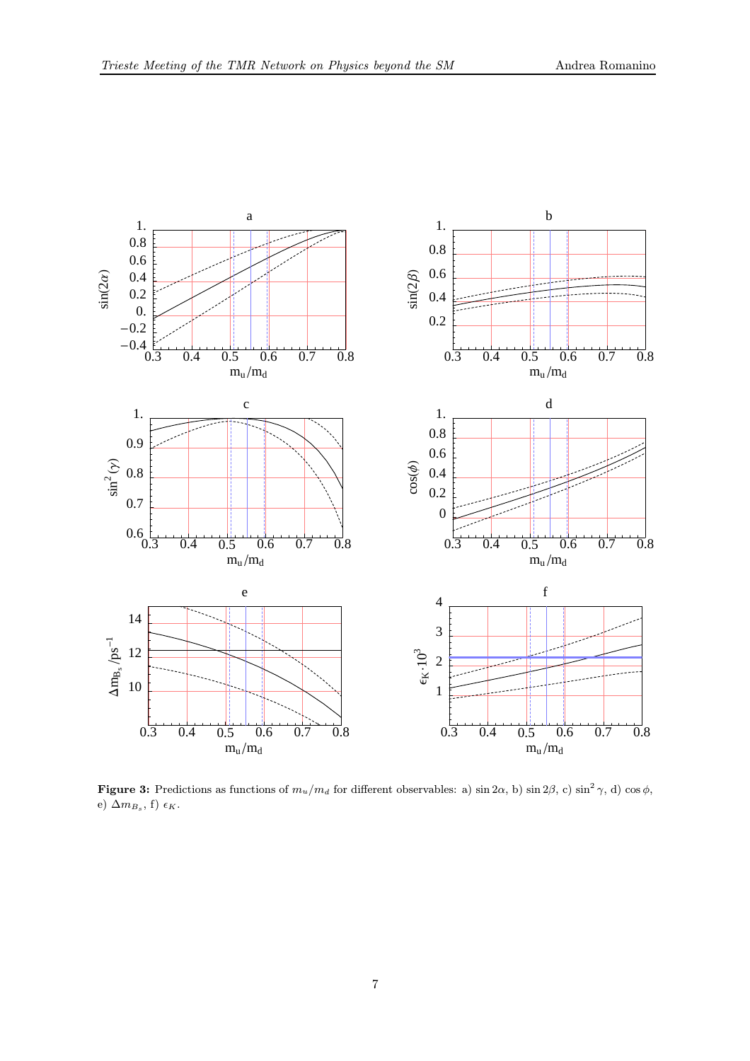a

1.
0.8
0.6
0.4
0.2
0.
−0.2
−0.4

0.3 0.4 0.5 0.6 0.7 0.8

$\sin(2\alpha)$

$m_u/m_d$

b

1.
0.8
0.6
0.4
0.2

0.3 0.4 0.5 0.6 0.7 0.8

$\sin(2\beta)$

$m_u/m_d$

c

1.
0.9
0.8
0.7
0.6

0.3 0.4 0.5 0.6 0.7 0.8

$\sin^2(\gamma)$

$m_u/m_d$

d

1.
0.8
0.6
0.4
0.2
0

0.3 0.4 0.5 0.6 0.7 0.8

$\cos(\phi)$

$m_u/m_d$

e

14
12
10

0.3 0.4 0.5 0.6 0.7 0.8

$\Delta m_{B_s}/\mathrm{ps}^{-1}$

$m_u/m_d$

f

4
3
2
1

0.3 0.4 0.5 0.6 0.7 0.8

$\epsilon_K \cdot 10^3$

$m_u/m_d$

**Figure 3:** Predictions as functions of $m_u/m_d$ for different observables: a) $\sin 2\alpha$, b) $\sin 2\beta$, c) $\sin^2\gamma$, d) $\cos\phi$, e) $\Delta m_{B_s}$, f) $\epsilon_K$.